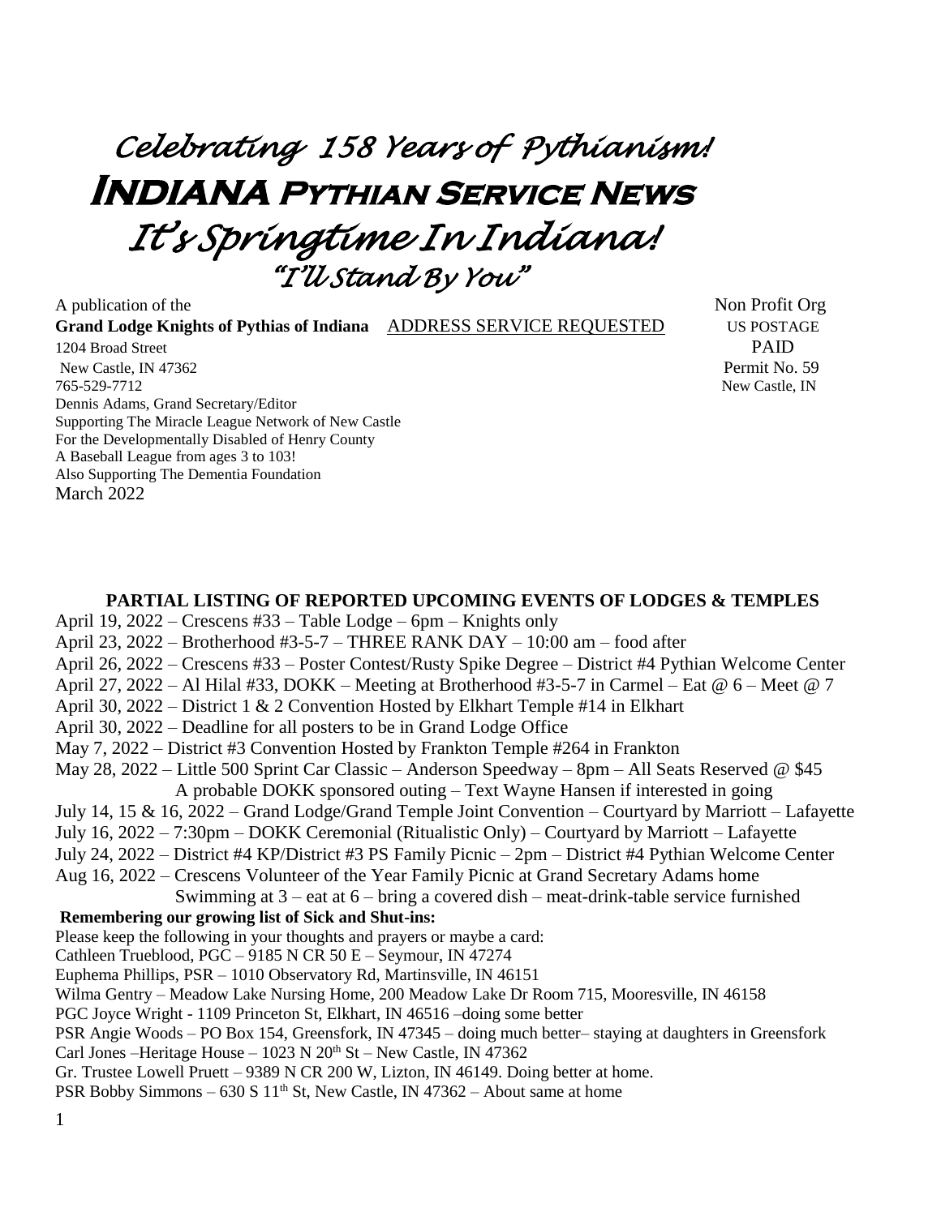# *Celebrating 158 Years of Pythianism!*

# INDIANA PYTHIAN SERVICE NEWS

## *It's Springtime In Indiana!*

### *"I'll Stand By You"*

A publication of the
**Grand Lodge Knights of Pythias of Indiana** ADDRESS SERVICE REQUESTED
1204 Broad Street
New Castle, IN 47362
765-529-7712
Dennis Adams, Grand Secretary/Editor
Supporting The Miracle League Network of New Castle
For the Developmentally Disabled of Henry County
A Baseball League from ages 3 to 103!
Also Supporting The Dementia Foundation
March 2022

Non Profit Org
US POSTAGE
PAID
Permit No. 59
New Castle, IN

**PARTIAL LISTING OF REPORTED UPCOMING EVENTS OF LODGES & TEMPLES**

April 19, 2022 – Crescens #33 – Table Lodge – 6pm – Knights only
April 23, 2022 – Brotherhood #3-5-7 – THREE RANK DAY – 10:00 am – food after
April 26, 2022 – Crescens #33 – Poster Contest/Rusty Spike Degree – District #4 Pythian Welcome Center
April 27, 2022 – Al Hilal #33, DOKK – Meeting at Brotherhood #3-5-7 in Carmel – Eat @ 6 – Meet @ 7
April 30, 2022 – District 1 & 2 Convention Hosted by Elkhart Temple #14 in Elkhart
April 30, 2022 – Deadline for all posters to be in Grand Lodge Office
May 7, 2022 – District #3 Convention Hosted by Frankton Temple #264 in Frankton
May 28, 2022 – Little 500 Sprint Car Classic – Anderson Speedway – 8pm – All Seats Reserved @ $45
A probable DOKK sponsored outing – Text Wayne Hansen if interested in going
July 14, 15 & 16, 2022 – Grand Lodge/Grand Temple Joint Convention – Courtyard by Marriott – Lafayette
July 16, 2022 – 7:30pm – DOKK Ceremonial (Ritualistic Only) – Courtyard by Marriott – Lafayette
July 24, 2022 – District #4 KP/District #3 PS Family Picnic – 2pm – District #4 Pythian Welcome Center
Aug 16, 2022 – Crescens Volunteer of the Year Family Picnic at Grand Secretary Adams home
Swimming at 3 – eat at 6 – bring a covered dish – meat-drink-table service furnished

**Remembering our growing list of Sick and Shut-ins:**

Please keep the following in your thoughts and prayers or maybe a card:
Cathleen Trueblood, PGC – 9185 N CR 50 E – Seymour, IN 47274
Euphema Phillips, PSR – 1010 Observatory Rd, Martinsville, IN 46151
Wilma Gentry – Meadow Lake Nursing Home, 200 Meadow Lake Dr Room 715, Mooresville, IN 46158
PGC Joyce Wright - 1109 Princeton St, Elkhart, IN 46516 –doing some better
PSR Angie Woods – PO Box 154, Greensfork, IN 47345 – doing much better– staying at daughters in Greensfork
Carl Jones –Heritage House – 1023 N 20th St – New Castle, IN 47362
Gr. Trustee Lowell Pruett – 9389 N CR 200 W, Lizton, IN 46149. Doing better at home.
PSR Bobby Simmons – 630 S 11th St, New Castle, IN 47362 – About same at home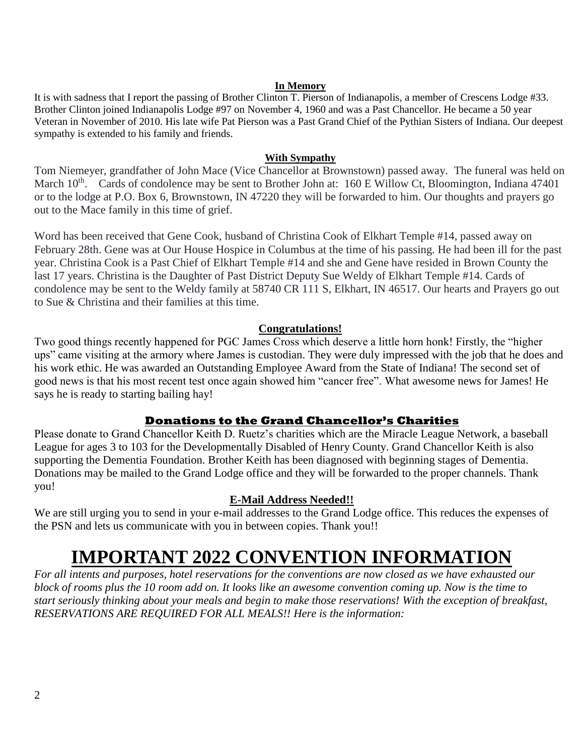### In Memory

It is with sadness that I report the passing of Brother Clinton T. Pierson of Indianapolis, a member of Crescens Lodge #33. Brother Clinton joined Indianapolis Lodge #97 on November 4, 1960 and was a Past Chancellor. He became a 50 year Veteran in November of 2010. His late wife Pat Pierson was a Past Grand Chief of the Pythian Sisters of Indiana. Our deepest sympathy is extended to his family and friends.

### With Sympathy

Tom Niemeyer, grandfather of John Mace (Vice Chancellor at Brownstown) passed away. The funeral was held on March 10th. Cards of condolence may be sent to Brother John at: 160 E Willow Ct, Bloomington, Indiana 47401 or to the lodge at P.O. Box 6, Brownstown, IN 47220 they will be forwarded to him. Our thoughts and prayers go out to the Mace family in this time of grief.

Word has been received that Gene Cook, husband of Christina Cook of Elkhart Temple #14, passed away on February 28th. Gene was at Our House Hospice in Columbus at the time of his passing. He had been ill for the past year. Christina Cook is a Past Chief of Elkhart Temple #14 and she and Gene have resided in Brown County the last 17 years. Christina is the Daughter of Past District Deputy Sue Weldy of Elkhart Temple #14. Cards of condolence may be sent to the Weldy family at 58740 CR 111 S, Elkhart, IN 46517. Our hearts and Prayers go out to Sue & Christina and their families at this time.

### Congratulations!

Two good things recently happened for PGC James Cross which deserve a little horn honk! Firstly, the "higher ups" came visiting at the armory where James is custodian. They were duly impressed with the job that he does and his work ethic. He was awarded an Outstanding Employee Award from the State of Indiana! The second set of good news is that his most recent test once again showed him "cancer free". What awesome news for James! He says he is ready to starting bailing hay!

### Donations to the Grand Chancellor's Charities

Please donate to Grand Chancellor Keith D. Ruetz's charities which are the Miracle League Network, a baseball League for ages 3 to 103 for the Developmentally Disabled of Henry County. Grand Chancellor Keith is also supporting the Dementia Foundation. Brother Keith has been diagnosed with beginning stages of Dementia. Donations may be mailed to the Grand Lodge office and they will be forwarded to the proper channels. Thank you!

### E-Mail Address Needed!!

We are still urging you to send in your e-mail addresses to the Grand Lodge office. This reduces the expenses of the PSN and lets us communicate with you in between copies. Thank you!!

# IMPORTANT 2022 CONVENTION INFORMATION

*For all intents and purposes, hotel reservations for the conventions are now closed as we have exhausted our block of rooms plus the 10 room add on. It looks like an awesome convention coming up. Now is the time to start seriously thinking about your meals and begin to make those reservations! With the exception of breakfast, RESERVATIONS ARE REQUIRED FOR ALL MEALS!! Here is the information:*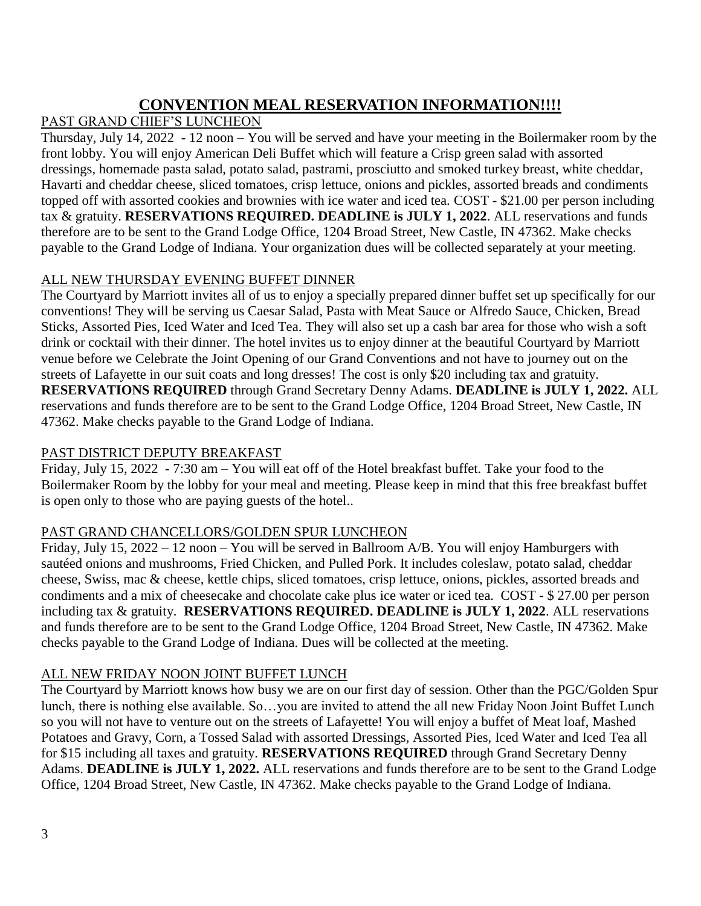# CONVENTION MEAL RESERVATION INFORMATION!!!!

## PAST GRAND CHIEF'S LUNCHEON

Thursday, July 14, 2022 - 12 noon – You will be served and have your meeting in the Boilermaker room by the front lobby. You will enjoy American Deli Buffet which will feature a Crisp green salad with assorted dressings, homemade pasta salad, potato salad, pastrami, prosciutto and smoked turkey breast, white cheddar, Havarti and cheddar cheese, sliced tomatoes, crisp lettuce, onions and pickles, assorted breads and condiments topped off with assorted cookies and brownies with ice water and iced tea. COST - $21.00 per person including tax & gratuity. **RESERVATIONS REQUIRED. DEADLINE is JULY 1, 2022**. ALL reservations and funds therefore are to be sent to the Grand Lodge Office, 1204 Broad Street, New Castle, IN 47362. Make checks payable to the Grand Lodge of Indiana. Your organization dues will be collected separately at your meeting.

## ALL NEW THURSDAY EVENING BUFFET DINNER

The Courtyard by Marriott invites all of us to enjoy a specially prepared dinner buffet set up specifically for our conventions! They will be serving us Caesar Salad, Pasta with Meat Sauce or Alfredo Sauce, Chicken, Bread Sticks, Assorted Pies, Iced Water and Iced Tea. They will also set up a cash bar area for those who wish a soft drink or cocktail with their dinner. The hotel invites us to enjoy dinner at the beautiful Courtyard by Marriott venue before we Celebrate the Joint Opening of our Grand Conventions and not have to journey out on the streets of Lafayette in our suit coats and long dresses! The cost is only $20 including tax and gratuity. **RESERVATIONS REQUIRED** through Grand Secretary Denny Adams. **DEADLINE is JULY 1, 2022.** ALL reservations and funds therefore are to be sent to the Grand Lodge Office, 1204 Broad Street, New Castle, IN 47362. Make checks payable to the Grand Lodge of Indiana.

## PAST DISTRICT DEPUTY BREAKFAST

Friday, July 15, 2022 - 7:30 am – You will eat off of the Hotel breakfast buffet. Take your food to the Boilermaker Room by the lobby for your meal and meeting. Please keep in mind that this free breakfast buffet is open only to those who are paying guests of the hotel..

## PAST GRAND CHANCELLORS/GOLDEN SPUR LUNCHEON

Friday, July 15, 2022 – 12 noon – You will be served in Ballroom A/B. You will enjoy Hamburgers with sautéed onions and mushrooms, Fried Chicken, and Pulled Pork. It includes coleslaw, potato salad, cheddar cheese, Swiss, mac & cheese, kettle chips, sliced tomatoes, crisp lettuce, onions, pickles, assorted breads and condiments and a mix of cheesecake and chocolate cake plus ice water or iced tea. COST - $ 27.00 per person including tax & gratuity. **RESERVATIONS REQUIRED. DEADLINE is JULY 1, 2022**. ALL reservations and funds therefore are to be sent to the Grand Lodge Office, 1204 Broad Street, New Castle, IN 47362. Make checks payable to the Grand Lodge of Indiana. Dues will be collected at the meeting.

## ALL NEW FRIDAY NOON JOINT BUFFET LUNCH

The Courtyard by Marriott knows how busy we are on our first day of session. Other than the PGC/Golden Spur lunch, there is nothing else available. So…you are invited to attend the all new Friday Noon Joint Buffet Lunch so you will not have to venture out on the streets of Lafayette! You will enjoy a buffet of Meat loaf, Mashed Potatoes and Gravy, Corn, a Tossed Salad with assorted Dressings, Assorted Pies, Iced Water and Iced Tea all for $15 including all taxes and gratuity. **RESERVATIONS REQUIRED** through Grand Secretary Denny Adams. **DEADLINE is JULY 1, 2022.** ALL reservations and funds therefore are to be sent to the Grand Lodge Office, 1204 Broad Street, New Castle, IN 47362. Make checks payable to the Grand Lodge of Indiana.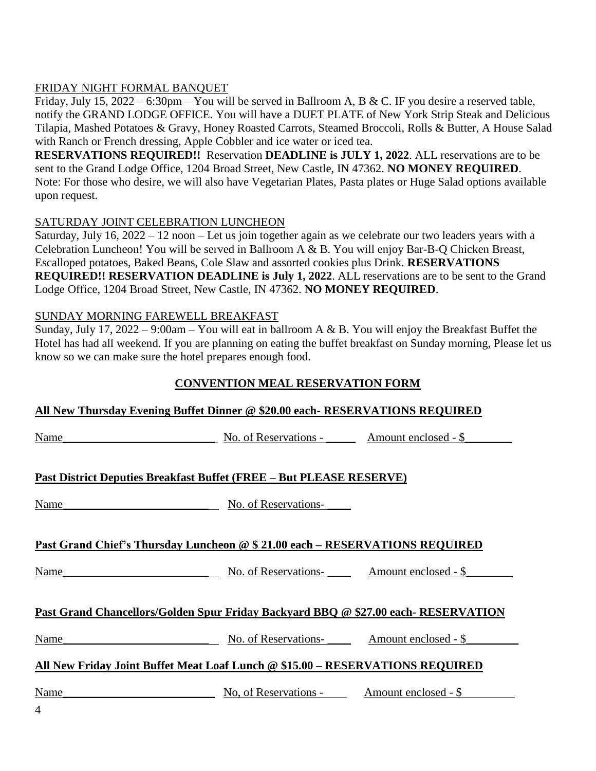FRIDAY NIGHT FORMAL BANQUET

Friday, July 15, 2022 – 6:30pm – You will be served in Ballroom A, B & C. IF you desire a reserved table, notify the GRAND LODGE OFFICE. You will have a DUET PLATE of New York Strip Steak and Delicious Tilapia, Mashed Potatoes & Gravy, Honey Roasted Carrots, Steamed Broccoli, Rolls & Butter, A House Salad with Ranch or French dressing, Apple Cobbler and ice water or iced tea.

**RESERVATIONS REQUIRED!!** Reservation **DEADLINE is JULY 1, 2022**. ALL reservations are to be sent to the Grand Lodge Office, 1204 Broad Street, New Castle, IN 47362. **NO MONEY REQUIRED**. Note: For those who desire, we will also have Vegetarian Plates, Pasta plates or Huge Salad options available upon request.

SATURDAY JOINT CELEBRATION LUNCHEON

Saturday, July 16, 2022 – 12 noon – Let us join together again as we celebrate our two leaders years with a Celebration Luncheon! You will be served in Ballroom A & B. You will enjoy Bar-B-Q Chicken Breast, Escalloped potatoes, Baked Beans, Cole Slaw and assorted cookies plus Drink. **RESERVATIONS REQUIRED!! RESERVATION DEADLINE is July 1, 2022**. ALL reservations are to be sent to the Grand Lodge Office, 1204 Broad Street, New Castle, IN 47362. **NO MONEY REQUIRED**.

SUNDAY MORNING FAREWELL BREAKFAST

Sunday, July 17, 2022 – 9:00am – You will eat in ballroom A & B. You will enjoy the Breakfast Buffet the Hotel has had all weekend. If you are planning on eating the buffet breakfast on Sunday morning, Please let us know so we can make sure the hotel prepares enough food.

## CONVENTION MEAL RESERVATION FORM

**All New Thursday Evening Buffet Dinner @ $20.00 each- RESERVATIONS REQUIRED**

Name__________________________ No. of Reservations - _____ Amount enclosed - $________

**Past District Deputies Breakfast Buffet (FREE – But PLEASE RESERVE)**

Name__________________________ No. of Reservations- ____

**Past Grand Chief's Thursday Luncheon @ $ 21.00 each – RESERVATIONS REQUIRED**

Name__________________________ No. of Reservations- ____ Amount enclosed - $________

**Past Grand Chancellors/Golden Spur Friday Backyard BBQ @ $27.00 each- RESERVATION**

Name__________________________ No. of Reservations- ____ Amount enclosed - $_________

**All New Friday Joint Buffet Meat Loaf Lunch @ $15.00 – RESERVATIONS REQUIRED**

Name__________________________ No, of Reservations - ____ Amount enclosed - $________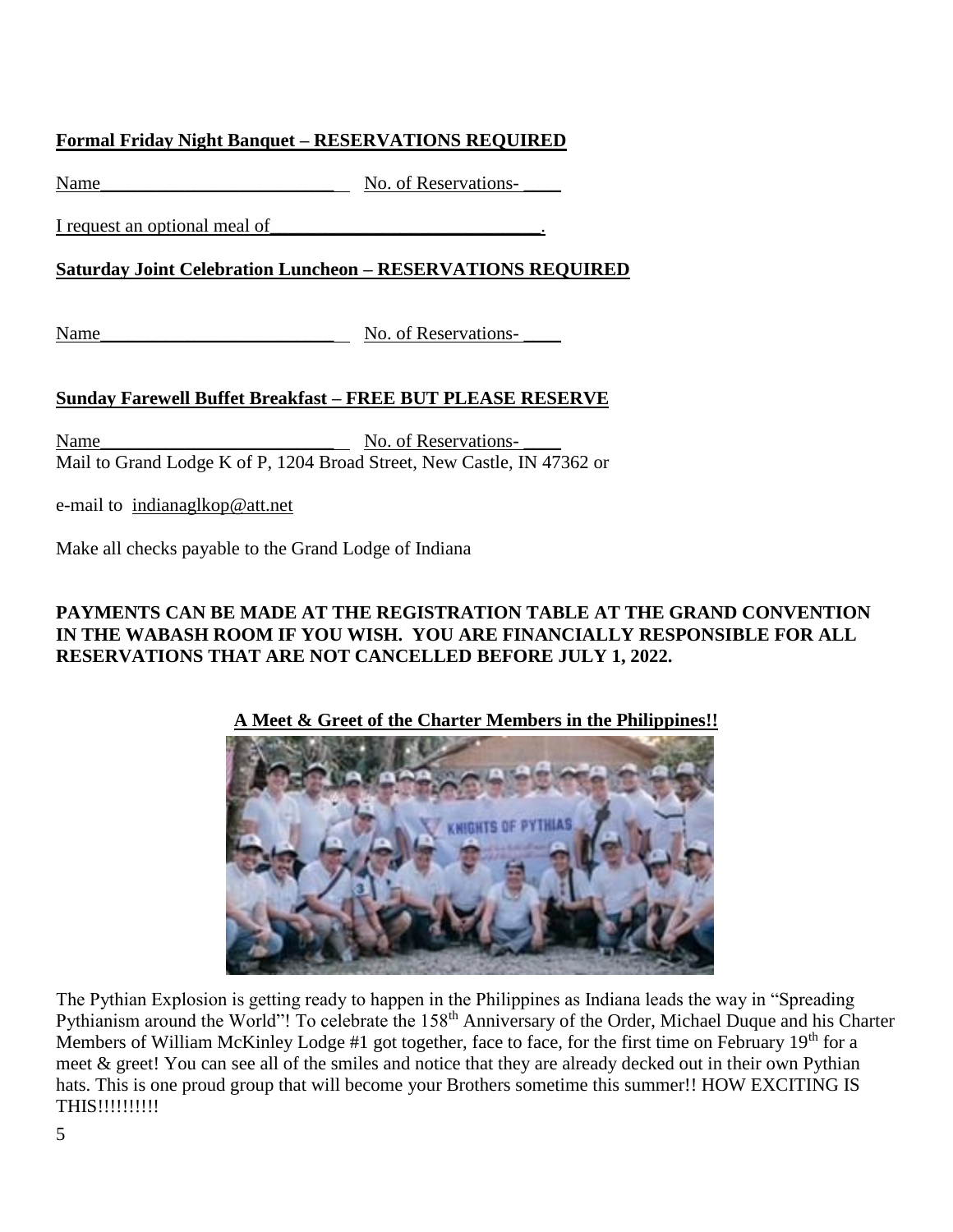**Formal Friday Night Banquet – RESERVATIONS REQUIRED**

Name___________________________ No. of Reservations- ____

I request an optional meal of______________________________.

**Saturday Joint Celebration Luncheon – RESERVATIONS REQUIRED**

Name___________________________ No. of Reservations- ____

**Sunday Farewell Buffet Breakfast – FREE BUT PLEASE RESERVE**

Name___________________________ No. of Reservations- ____

Mail to Grand Lodge K of P, 1204 Broad Street, New Castle, IN 47362 or

e-mail to indianaglkop@att.net

Make all checks payable to the Grand Lodge of Indiana

**PAYMENTS CAN BE MADE AT THE REGISTRATION TABLE AT THE GRAND CONVENTION IN THE WABASH ROOM IF YOU WISH. YOU ARE FINANCIALLY RESPONSIBLE FOR ALL RESERVATIONS THAT ARE NOT CANCELLED BEFORE JULY 1, 2022.**

**A Meet & Greet of the Charter Members in the Philippines!!**

The Pythian Explosion is getting ready to happen in the Philippines as Indiana leads the way in "Spreading Pythianism around the World"! To celebrate the 158th Anniversary of the Order, Michael Duque and his Charter Members of William McKinley Lodge #1 got together, face to face, for the first time on February 19th for a meet & greet! You can see all of the smiles and notice that they are already decked out in their own Pythian hats. This is one proud group that will become your Brothers sometime this summer!! HOW EXCITING IS THIS!!!!!!!!!!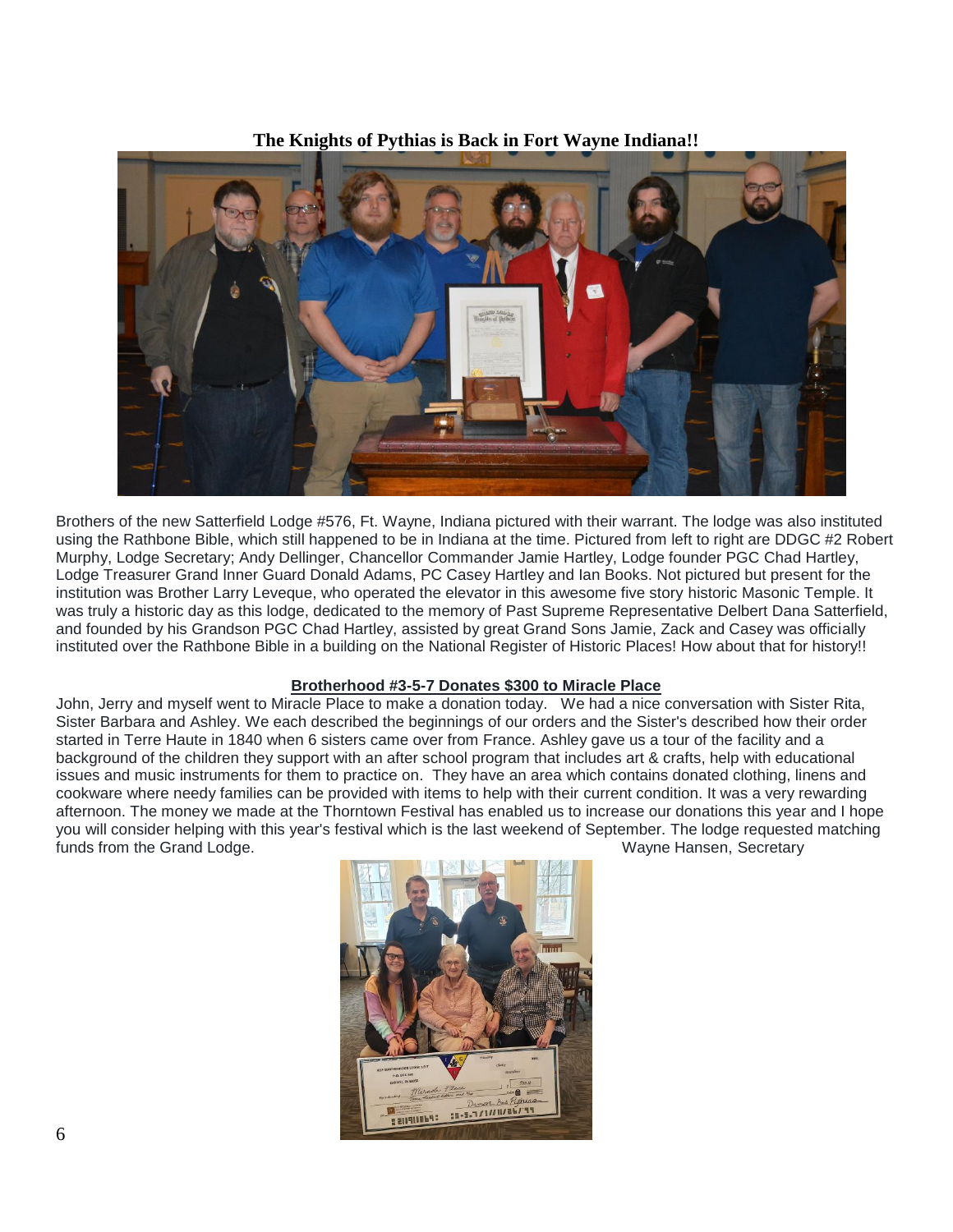**The Knights of Pythias is Back in Fort Wayne Indiana!!**

Brothers of the new Satterfield Lodge #576, Ft. Wayne, Indiana pictured with their warrant. The lodge was also instituted using the Rathbone Bible, which still happened to be in Indiana at the time. Pictured from left to right are DDGC #2 Robert Murphy, Lodge Secretary; Andy Dellinger, Chancellor Commander Jamie Hartley, Lodge founder PGC Chad Hartley, Lodge Treasurer Grand Inner Guard Donald Adams, PC Casey Hartley and Ian Books. Not pictured but present for the institution was Brother Larry Leveque, who operated the elevator in this awesome five story historic Masonic Temple. It was truly a historic day as this lodge, dedicated to the memory of Past Supreme Representative Delbert Dana Satterfield, and founded by his Grandson PGC Chad Hartley, assisted by great Grand Sons Jamie, Zack and Casey was officially instituted over the Rathbone Bible in a building on the National Register of Historic Places! How about that for history!!

**Brotherhood #3-5-7 Donates $300 to Miracle Place**

John, Jerry and myself went to Miracle Place to make a donation today. We had a nice conversation with Sister Rita, Sister Barbara and Ashley. We each described the beginnings of our orders and the Sister's described how their order started in Terre Haute in 1840 when 6 sisters came over from France. Ashley gave us a tour of the facility and a background of the children they support with an after school program that includes art & crafts, help with educational issues and music instruments for them to practice on. They have an area which contains donated clothing, linens and cookware where needy families can be provided with items to help with their current condition. It was a very rewarding afternoon. The money we made at the Thorntown Festival has enabled us to increase our donations this year and I hope you will consider helping with this year's festival which is the last weekend of September. The lodge requested matching funds from the Grand Lodge.

Wayne Hansen, Secretary